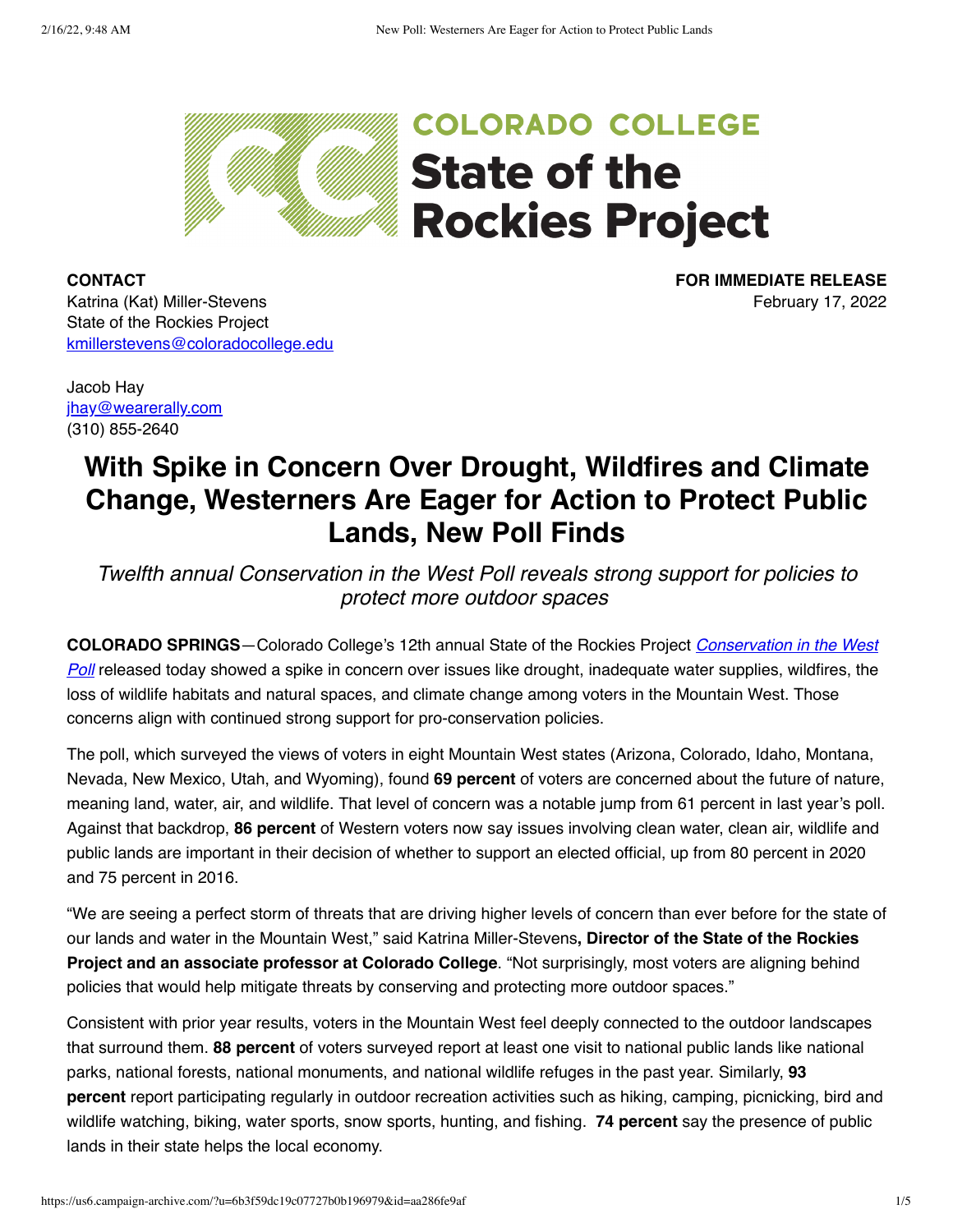COLORADO COLLEGE

# State of the Rockies Project

**CONTACT**
Katrina (Kat) Miller-Stevens
State of the Rockies Project
kmillerstevens@coloradocollege.edu

Jacob Hay
jhay@wearerally.com
(310) 855-2640

**FOR IMMEDIATE RELEASE**
February 17, 2022

## With Spike in Concern Over Drought, Wildfires and Climate Change, Westerners Are Eager for Action to Protect Public Lands, New Poll Finds

*Twelfth annual Conservation in the West Poll reveals strong support for policies to protect more outdoor spaces*

**COLORADO SPRINGS**—Colorado College's 12th annual State of the Rockies Project *Conservation in the West Poll* released today showed a spike in concern over issues like drought, inadequate water supplies, wildfires, the loss of wildlife habitats and natural spaces, and climate change among voters in the Mountain West. Those concerns align with continued strong support for pro-conservation policies.

The poll, which surveyed the views of voters in eight Mountain West states (Arizona, Colorado, Idaho, Montana, Nevada, New Mexico, Utah, and Wyoming), found **69 percent** of voters are concerned about the future of nature, meaning land, water, air, and wildlife. That level of concern was a notable jump from 61 percent in last year's poll. Against that backdrop, **86 percent** of Western voters now say issues involving clean water, clean air, wildlife and public lands are important in their decision of whether to support an elected official, up from 80 percent in 2020 and 75 percent in 2016.

"We are seeing a perfect storm of threats that are driving higher levels of concern than ever before for the state of our lands and water in the Mountain West," said Katrina Miller-Stevens**, Director of the State of the Rockies Project and an associate professor at Colorado College**. "Not surprisingly, most voters are aligning behind policies that would help mitigate threats by conserving and protecting more outdoor spaces."

Consistent with prior year results, voters in the Mountain West feel deeply connected to the outdoor landscapes that surround them. **88 percent** of voters surveyed report at least one visit to national public lands like national parks, national forests, national monuments, and national wildlife refuges in the past year. Similarly, **93 percent** report participating regularly in outdoor recreation activities such as hiking, camping, picnicking, bird and wildlife watching, biking, water sports, snow sports, hunting, and fishing. **74 percent** say the presence of public lands in their state helps the local economy.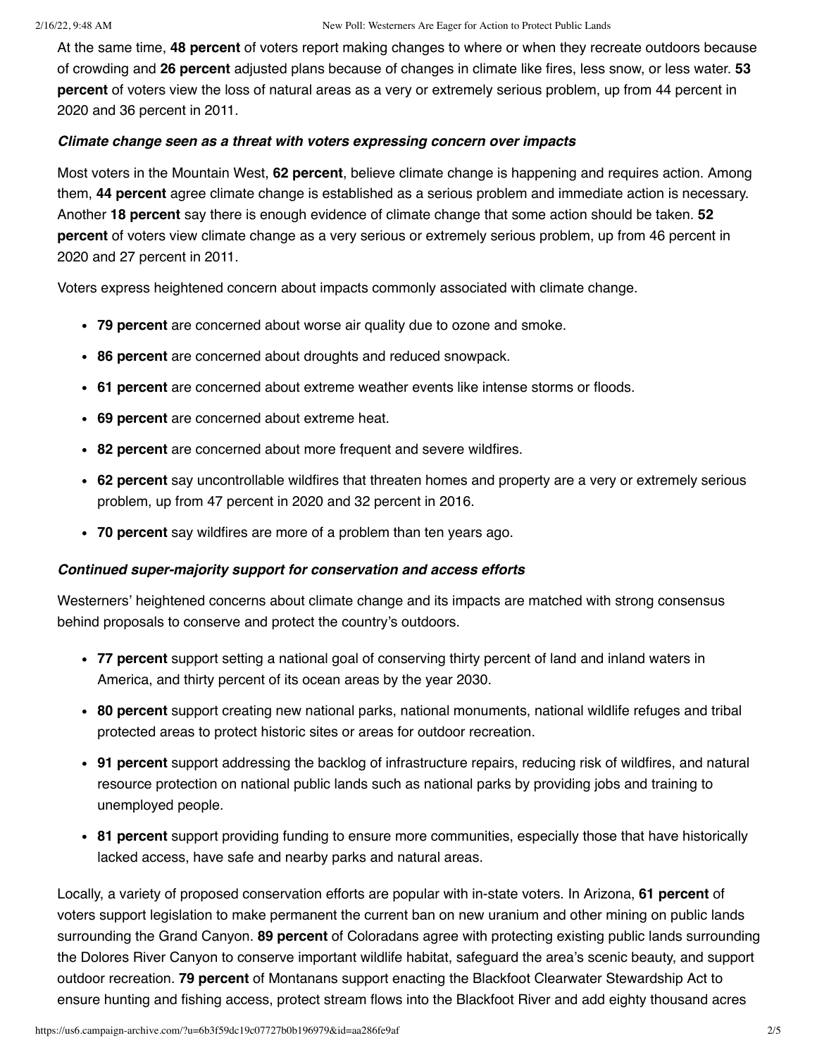At the same time, **48 percent** of voters report making changes to where or when they recreate outdoors because of crowding and **26 percent** adjusted plans because of changes in climate like fires, less snow, or less water. **53 percent** of voters view the loss of natural areas as a very or extremely serious problem, up from 44 percent in 2020 and 36 percent in 2011.

#### ***Climate change seen as a threat with voters expressing concern over impacts***

Most voters in the Mountain West, **62 percent**, believe climate change is happening and requires action. Among them, **44 percent** agree climate change is established as a serious problem and immediate action is necessary. Another **18 percent** say there is enough evidence of climate change that some action should be taken. **52 percent** of voters view climate change as a very serious or extremely serious problem, up from 46 percent in 2020 and 27 percent in 2011.

Voters express heightened concern about impacts commonly associated with climate change.

- **79 percent** are concerned about worse air quality due to ozone and smoke.
- **86 percent** are concerned about droughts and reduced snowpack.
- **61 percent** are concerned about extreme weather events like intense storms or floods.
- **69 percent** are concerned about extreme heat.
- **82 percent** are concerned about more frequent and severe wildfires.
- **62 percent** say uncontrollable wildfires that threaten homes and property are a very or extremely serious problem, up from 47 percent in 2020 and 32 percent in 2016.
- **70 percent** say wildfires are more of a problem than ten years ago.

#### ***Continued super-majority support for conservation and access efforts***

Westerners' heightened concerns about climate change and its impacts are matched with strong consensus behind proposals to conserve and protect the country's outdoors.

- **77 percent** support setting a national goal of conserving thirty percent of land and inland waters in America, and thirty percent of its ocean areas by the year 2030.
- **80 percent** support creating new national parks, national monuments, national wildlife refuges and tribal protected areas to protect historic sites or areas for outdoor recreation.
- **91 percent** support addressing the backlog of infrastructure repairs, reducing risk of wildfires, and natural resource protection on national public lands such as national parks by providing jobs and training to unemployed people.
- **81 percent** support providing funding to ensure more communities, especially those that have historically lacked access, have safe and nearby parks and natural areas.

Locally, a variety of proposed conservation efforts are popular with in-state voters. In Arizona, **61 percent** of voters support legislation to make permanent the current ban on new uranium and other mining on public lands surrounding the Grand Canyon. **89 percent** of Coloradans agree with protecting existing public lands surrounding the Dolores River Canyon to conserve important wildlife habitat, safeguard the area's scenic beauty, and support outdoor recreation. **79 percent** of Montanans support enacting the Blackfoot Clearwater Stewardship Act to ensure hunting and fishing access, protect stream flows into the Blackfoot River and add eighty thousand acres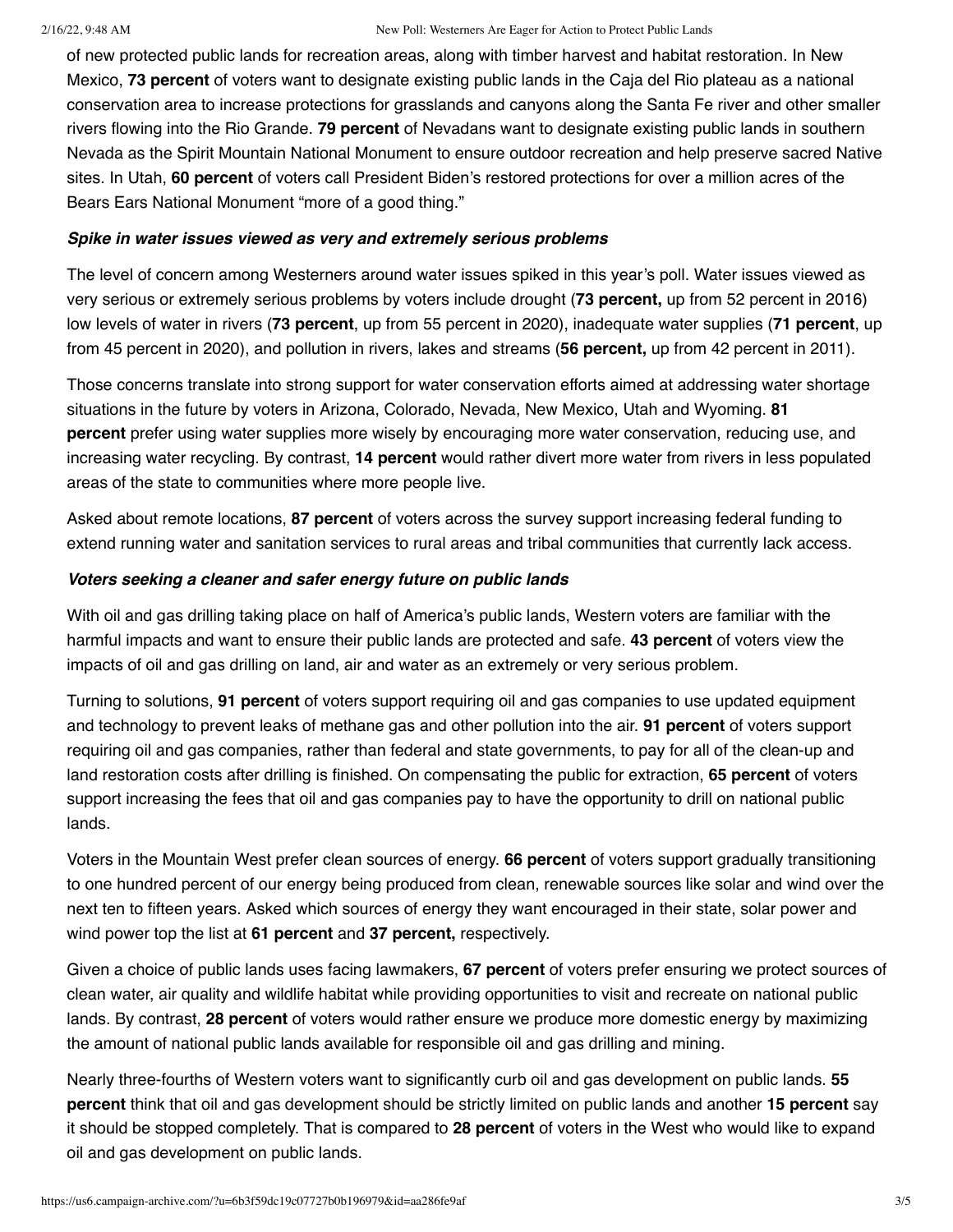of new protected public lands for recreation areas, along with timber harvest and habitat restoration. In New Mexico, **73 percent** of voters want to designate existing public lands in the Caja del Rio plateau as a national conservation area to increase protections for grasslands and canyons along the Santa Fe river and other smaller rivers flowing into the Rio Grande. **79 percent** of Nevadans want to designate existing public lands in southern Nevada as the Spirit Mountain National Monument to ensure outdoor recreation and help preserve sacred Native sites. In Utah, **60 percent** of voters call President Biden's restored protections for over a million acres of the Bears Ears National Monument "more of a good thing."

***Spike in water issues viewed as very and extremely serious problems***

The level of concern among Westerners around water issues spiked in this year's poll. Water issues viewed as very serious or extremely serious problems by voters include drought (**73 percent,** up from 52 percent in 2016) low levels of water in rivers (**73 percent**, up from 55 percent in 2020), inadequate water supplies (**71 percent**, up from 45 percent in 2020), and pollution in rivers, lakes and streams (**56 percent,** up from 42 percent in 2011).

Those concerns translate into strong support for water conservation efforts aimed at addressing water shortage situations in the future by voters in Arizona, Colorado, Nevada, New Mexico, Utah and Wyoming. **81 percent** prefer using water supplies more wisely by encouraging more water conservation, reducing use, and increasing water recycling. By contrast, **14 percent** would rather divert more water from rivers in less populated areas of the state to communities where more people live.

Asked about remote locations, **87 percent** of voters across the survey support increasing federal funding to extend running water and sanitation services to rural areas and tribal communities that currently lack access.

***Voters seeking a cleaner and safer energy future on public lands***

With oil and gas drilling taking place on half of America's public lands, Western voters are familiar with the harmful impacts and want to ensure their public lands are protected and safe. **43 percent** of voters view the impacts of oil and gas drilling on land, air and water as an extremely or very serious problem.

Turning to solutions, **91 percent** of voters support requiring oil and gas companies to use updated equipment and technology to prevent leaks of methane gas and other pollution into the air. **91 percent** of voters support requiring oil and gas companies, rather than federal and state governments, to pay for all of the clean-up and land restoration costs after drilling is finished. On compensating the public for extraction, **65 percent** of voters support increasing the fees that oil and gas companies pay to have the opportunity to drill on national public lands.

Voters in the Mountain West prefer clean sources of energy. **66 percent** of voters support gradually transitioning to one hundred percent of our energy being produced from clean, renewable sources like solar and wind over the next ten to fifteen years. Asked which sources of energy they want encouraged in their state, solar power and wind power top the list at **61 percent** and **37 percent,** respectively.

Given a choice of public lands uses facing lawmakers, **67 percent** of voters prefer ensuring we protect sources of clean water, air quality and wildlife habitat while providing opportunities to visit and recreate on national public lands. By contrast, **28 percent** of voters would rather ensure we produce more domestic energy by maximizing the amount of national public lands available for responsible oil and gas drilling and mining.

Nearly three-fourths of Western voters want to significantly curb oil and gas development on public lands. **55 percent** think that oil and gas development should be strictly limited on public lands and another **15 percent** say it should be stopped completely. That is compared to **28 percent** of voters in the West who would like to expand oil and gas development on public lands.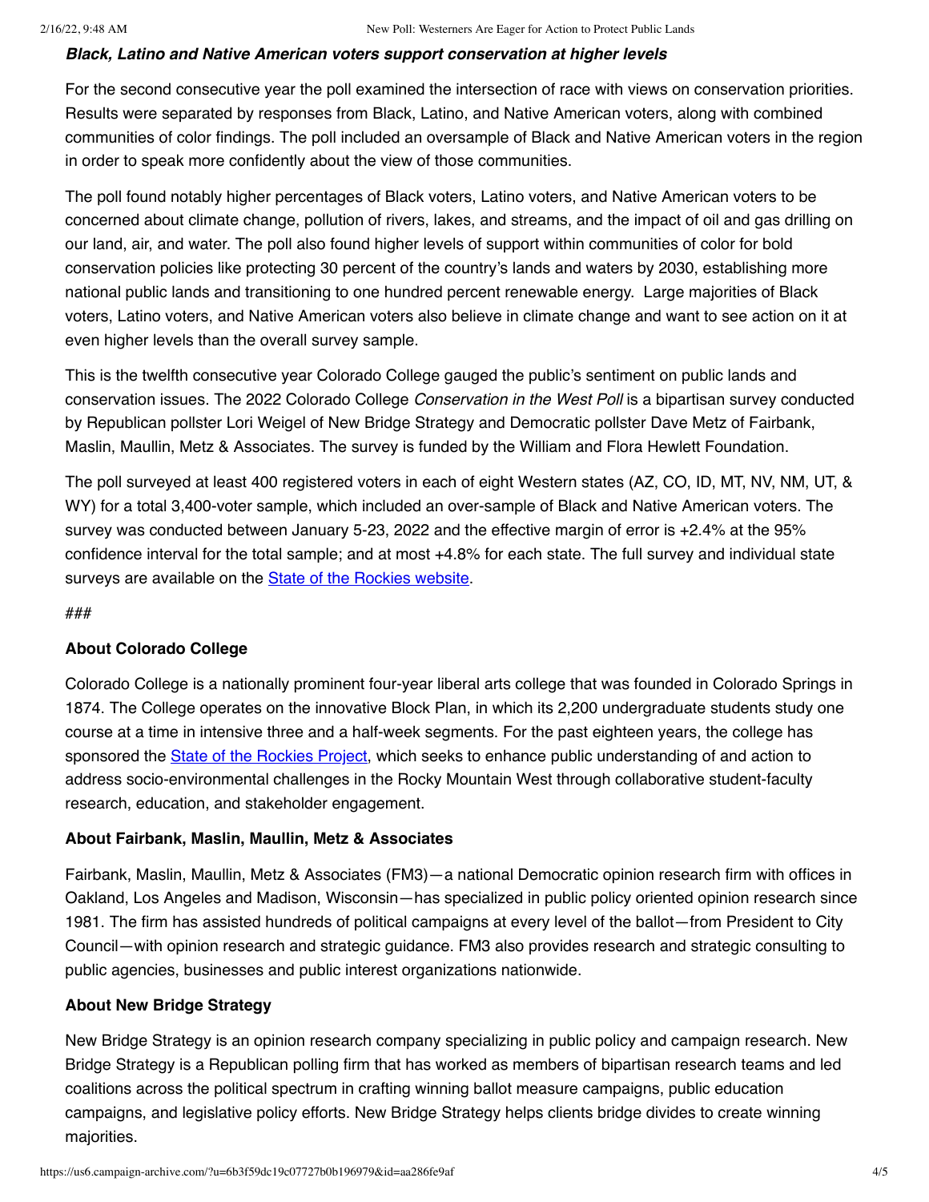***Black, Latino and Native American voters support conservation at higher levels***

For the second consecutive year the poll examined the intersection of race with views on conservation priorities. Results were separated by responses from Black, Latino, and Native American voters, along with combined communities of color findings. The poll included an oversample of Black and Native American voters in the region in order to speak more confidently about the view of those communities.

The poll found notably higher percentages of Black voters, Latino voters, and Native American voters to be concerned about climate change, pollution of rivers, lakes, and streams, and the impact of oil and gas drilling on our land, air, and water. The poll also found higher levels of support within communities of color for bold conservation policies like protecting 30 percent of the country's lands and waters by 2030, establishing more national public lands and transitioning to one hundred percent renewable energy. Large majorities of Black voters, Latino voters, and Native American voters also believe in climate change and want to see action on it at even higher levels than the overall survey sample.

This is the twelfth consecutive year Colorado College gauged the public's sentiment on public lands and conservation issues. The 2022 Colorado College *Conservation in the West Poll* is a bipartisan survey conducted by Republican pollster Lori Weigel of New Bridge Strategy and Democratic pollster Dave Metz of Fairbank, Maslin, Maullin, Metz & Associates. The survey is funded by the William and Flora Hewlett Foundation.

The poll surveyed at least 400 registered voters in each of eight Western states (AZ, CO, ID, MT, NV, NM, UT, & WY) for a total 3,400-voter sample, which included an over-sample of Black and Native American voters. The survey was conducted between January 5-23, 2022 and the effective margin of error is +2.4% at the 95% confidence interval for the total sample; and at most +4.8% for each state. The full survey and individual state surveys are available on the State of the Rockies website.

###

**About Colorado College**

Colorado College is a nationally prominent four-year liberal arts college that was founded in Colorado Springs in 1874. The College operates on the innovative Block Plan, in which its 2,200 undergraduate students study one course at a time in intensive three and a half-week segments. For the past eighteen years, the college has sponsored the State of the Rockies Project, which seeks to enhance public understanding of and action to address socio-environmental challenges in the Rocky Mountain West through collaborative student-faculty research, education, and stakeholder engagement.

**About Fairbank, Maslin, Maullin, Metz & Associates**

Fairbank, Maslin, Maullin, Metz & Associates (FM3)—a national Democratic opinion research firm with offices in Oakland, Los Angeles and Madison, Wisconsin—has specialized in public policy oriented opinion research since 1981. The firm has assisted hundreds of political campaigns at every level of the ballot—from President to City Council—with opinion research and strategic guidance. FM3 also provides research and strategic consulting to public agencies, businesses and public interest organizations nationwide.

**About New Bridge Strategy**

New Bridge Strategy is an opinion research company specializing in public policy and campaign research. New Bridge Strategy is a Republican polling firm that has worked as members of bipartisan research teams and led coalitions across the political spectrum in crafting winning ballot measure campaigns, public education campaigns, and legislative policy efforts. New Bridge Strategy helps clients bridge divides to create winning majorities.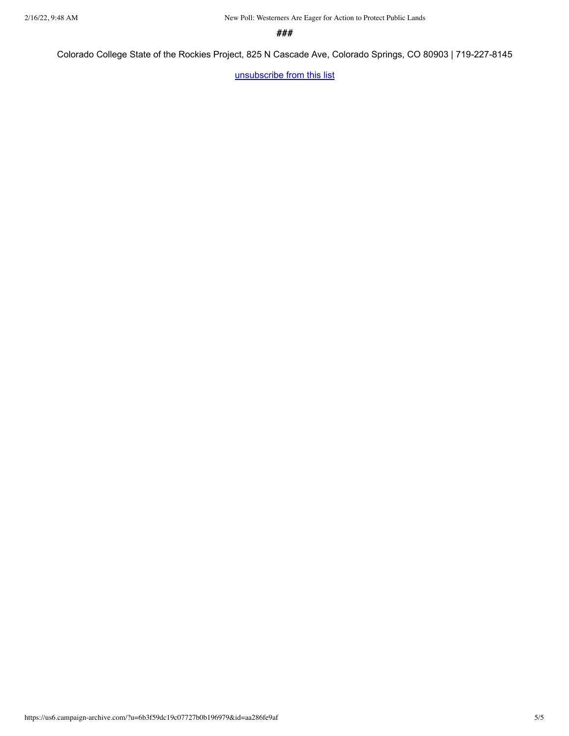***###***

Colorado College State of the Rockies Project, 825 N Cascade Ave, Colorado Springs, CO 80903 | 719-227-8145

unsubscribe from this list